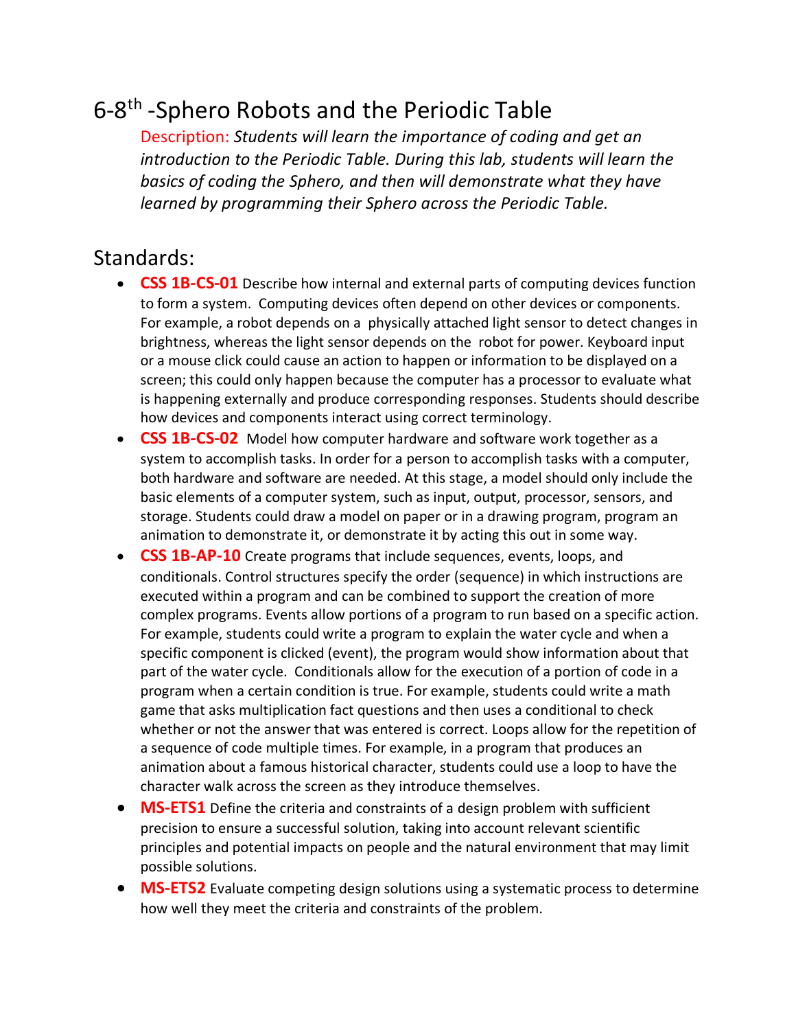# 6-8th -Sphero Robots and the Periodic Table

Description: *Students will learn the importance of coding and get an introduction to the Periodic Table. During this lab, students will learn the basics of coding the Sphero, and then will demonstrate what they have learned by programming their Sphero across the Periodic Table.*

## Standards:

- **CSS 1B-CS-01** Describe how internal and external parts of computing devices function to form a system. Computing devices often depend on other devices or components. For example, a robot depends on a physically attached light sensor to detect changes in brightness, whereas the light sensor depends on the robot for power. Keyboard input or a mouse click could cause an action to happen or information to be displayed on a screen; this could only happen because the computer has a processor to evaluate what is happening externally and produce corresponding responses. Students should describe how devices and components interact using correct terminology.
- **CSS 1B-CS-02** Model how computer hardware and software work together as a system to accomplish tasks. In order for a person to accomplish tasks with a computer, both hardware and software are needed. At this stage, a model should only include the basic elements of a computer system, such as input, output, processor, sensors, and storage. Students could draw a model on paper or in a drawing program, program an animation to demonstrate it, or demonstrate it by acting this out in some way.
- **CSS 1B-AP-10** Create programs that include sequences, events, loops, and conditionals. Control structures specify the order (sequence) in which instructions are executed within a program and can be combined to support the creation of more complex programs. Events allow portions of a program to run based on a specific action. For example, students could write a program to explain the water cycle and when a specific component is clicked (event), the program would show information about that part of the water cycle. Conditionals allow for the execution of a portion of code in a program when a certain condition is true. For example, students could write a math game that asks multiplication fact questions and then uses a conditional to check whether or not the answer that was entered is correct. Loops allow for the repetition of a sequence of code multiple times. For example, in a program that produces an animation about a famous historical character, students could use a loop to have the character walk across the screen as they introduce themselves.
- **MS-ETS1** Define the criteria and constraints of a design problem with sufficient precision to ensure a successful solution, taking into account relevant scientific principles and potential impacts on people and the natural environment that may limit possible solutions.
- **MS-ETS2** Evaluate competing design solutions using a systematic process to determine how well they meet the criteria and constraints of the problem.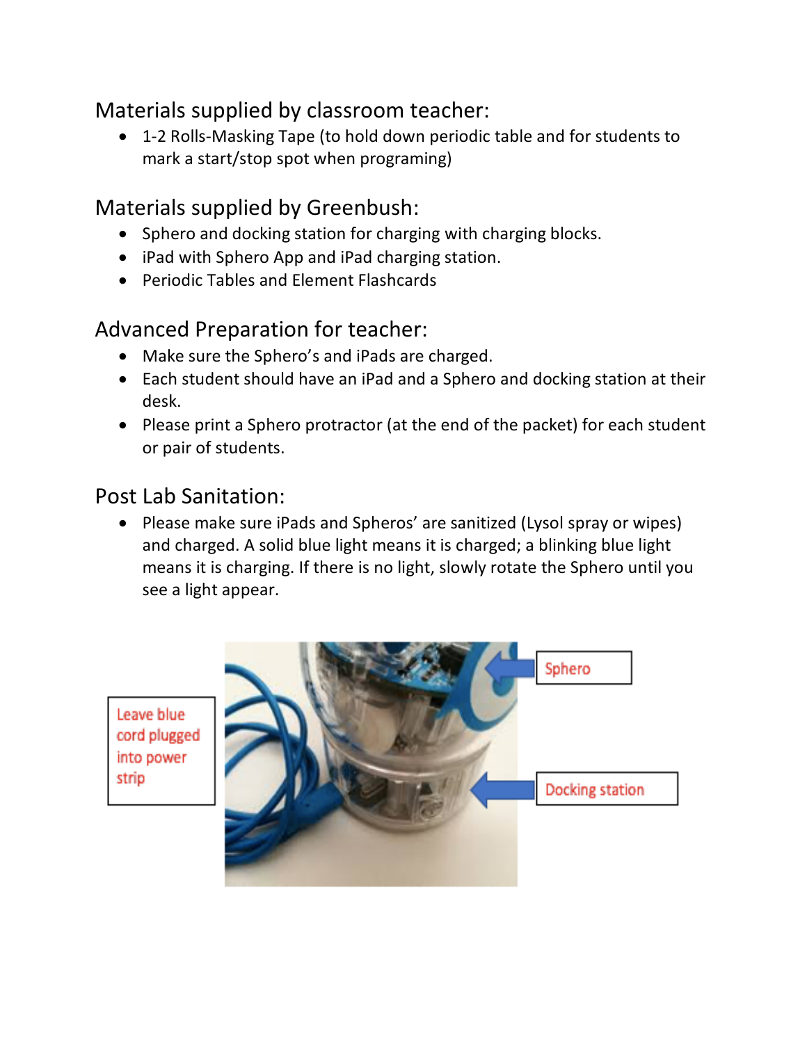## Materials supplied by classroom teacher:

- 1-2 Rolls-Masking Tape (to hold down periodic table and for students to mark a start/stop spot when programing)

## Materials supplied by Greenbush:

- Sphero and docking station for charging with charging blocks.
- iPad with Sphero App and iPad charging station.
- Periodic Tables and Element Flashcards

## Advanced Preparation for teacher:

- Make sure the Sphero's and iPads are charged.
- Each student should have an iPad and a Sphero and docking station at their desk.
- Please print a Sphero protractor (at the end of the packet) for each student or pair of students.

## Post Lab Sanitation:

- Please make sure iPads and Spheros' are sanitized (Lysol spray or wipes) and charged. A solid blue light means it is charged; a blinking blue light means it is charging. If there is no light, slowly rotate the Sphero until you see a light appear.

Leave blue cord plugged into power strip

Sphero

Docking station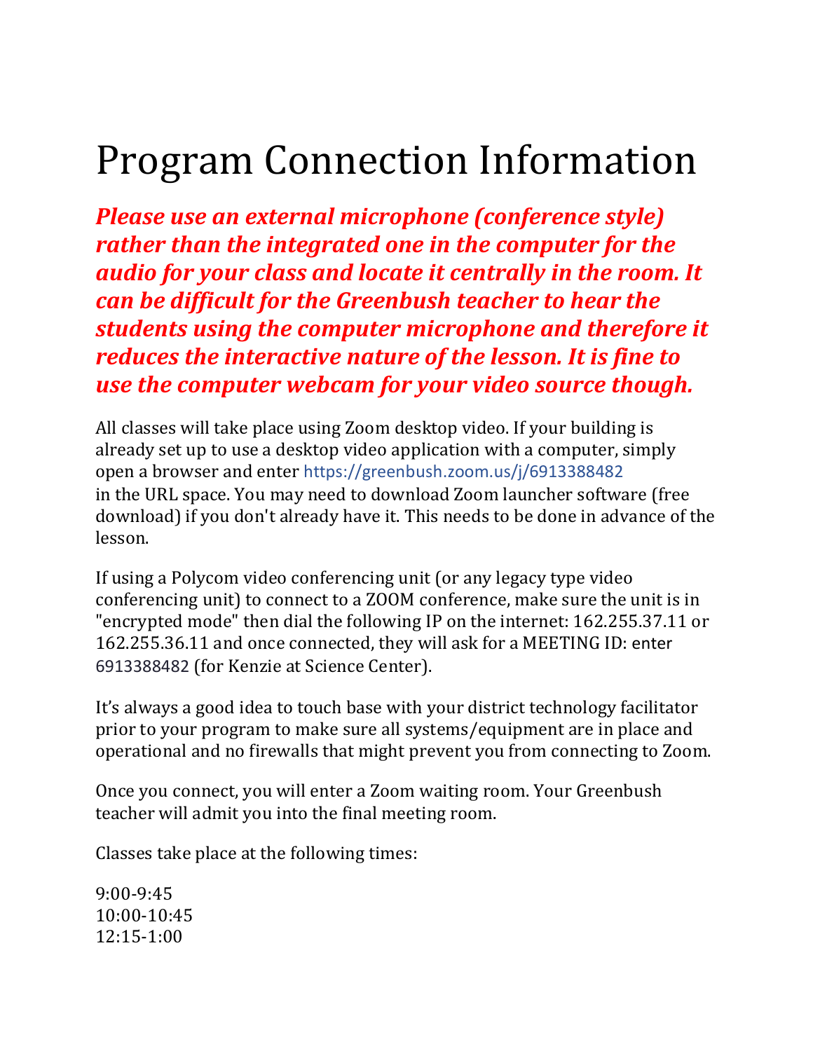# Program Connection Information

***Please use an external microphone (conference style) rather than the integrated one in the computer for the audio for your class and locate it centrally in the room. It can be difficult for the Greenbush teacher to hear the students using the computer microphone and therefore it reduces the interactive nature of the lesson. It is fine to use the computer webcam for your video source though.***

All classes will take place using Zoom desktop video. If your building is already set up to use a desktop video application with a computer, simply open a browser and enter https://greenbush.zoom.us/j/6913388482 in the URL space. You may need to download Zoom launcher software (free download) if you don't already have it. This needs to be done in advance of the lesson.

If using a Polycom video conferencing unit (or any legacy type video conferencing unit) to connect to a ZOOM conference, make sure the unit is in "encrypted mode" then dial the following IP on the internet: 162.255.37.11 or 162.255.36.11 and once connected, they will ask for a MEETING ID: enter 6913388482 (for Kenzie at Science Center).

It's always a good idea to touch base with your district technology facilitator prior to your program to make sure all systems/equipment are in place and operational and no firewalls that might prevent you from connecting to Zoom.

Once you connect, you will enter a Zoom waiting room. Your Greenbush teacher will admit you into the final meeting room.

Classes take place at the following times:

9:00-9:45
10:00-10:45
12:15-1:00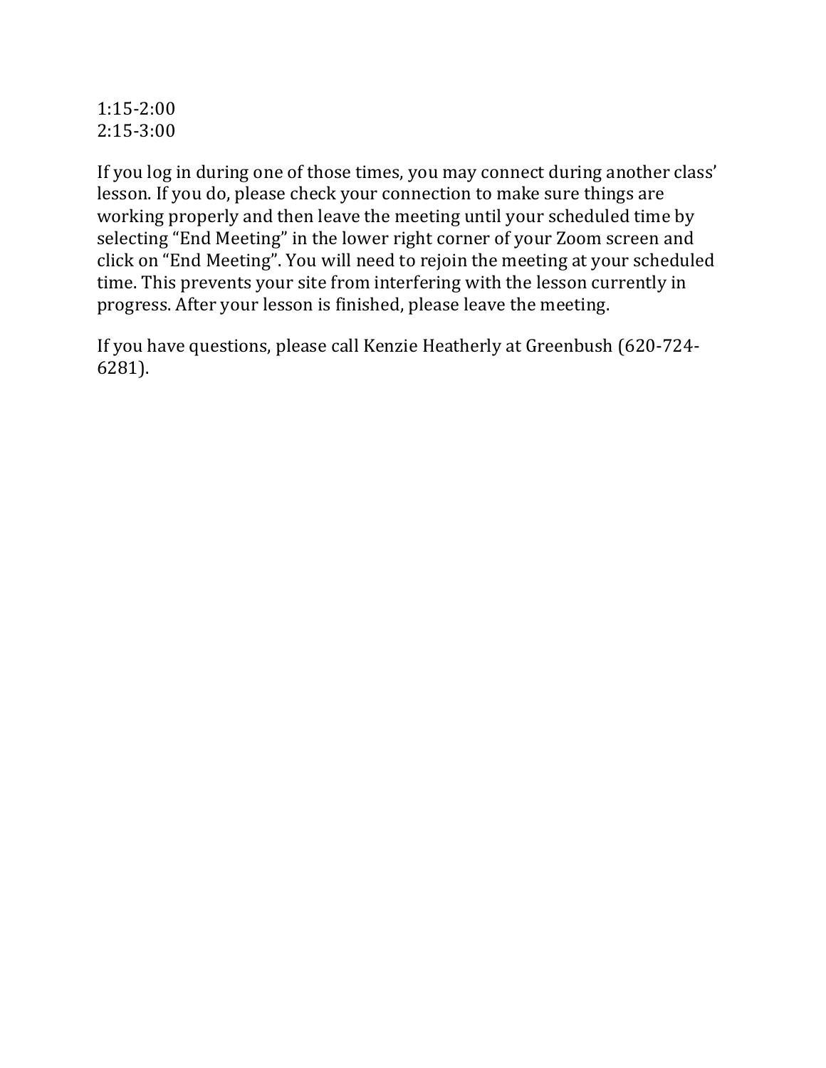1:15-2:00
2:15-3:00

If you log in during one of those times, you may connect during another class' lesson. If you do, please check your connection to make sure things are working properly and then leave the meeting until your scheduled time by selecting "End Meeting" in the lower right corner of your Zoom screen and click on "End Meeting". You will need to rejoin the meeting at your scheduled time. This prevents your site from interfering with the lesson currently in progress. After your lesson is finished, please leave the meeting.

If you have questions, please call Kenzie Heatherly at Greenbush (620-724-6281).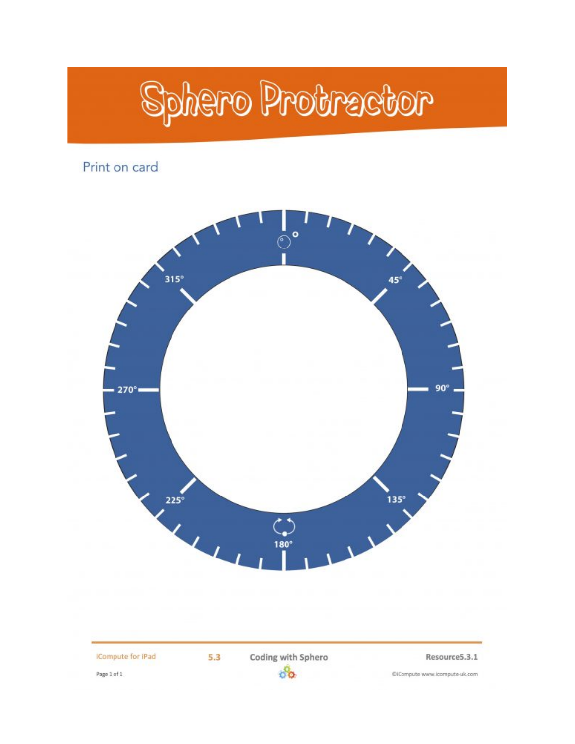# Sphero Protractor

Print on card

0°

45°

90°

135°

180°

225°

270°

315°